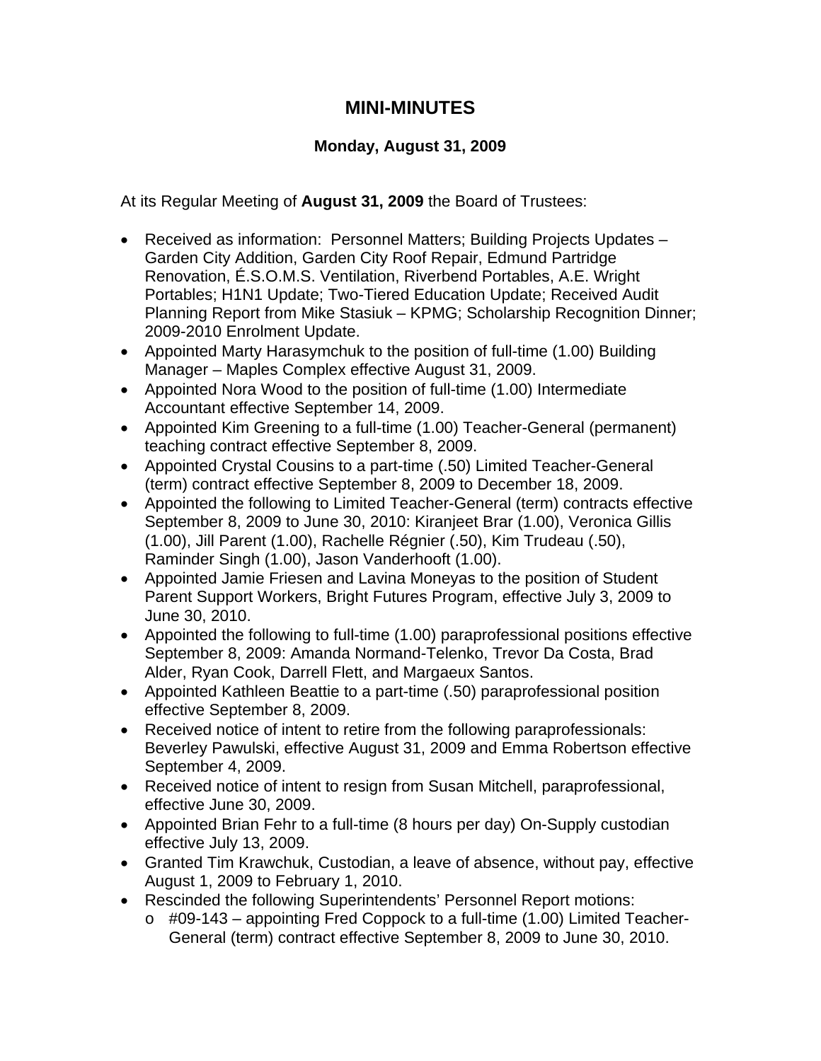# MINI-MINUTES

### Monday, August 31, 2009

At its Regular Meeting of **August 31, 2009** the Board of Trustees:

- Received as information: Personnel Matters; Building Projects Updates – Garden City Addition, Garden City Roof Repair, Edmund Partridge Renovation, É.S.O.M.S. Ventilation, Riverbend Portables, A.E. Wright Portables; H1N1 Update; Two-Tiered Education Update; Received Audit Planning Report from Mike Stasiuk – KPMG; Scholarship Recognition Dinner; 2009-2010 Enrolment Update.
- Appointed Marty Harasymchuk to the position of full-time (1.00) Building Manager – Maples Complex effective August 31, 2009.
- Appointed Nora Wood to the position of full-time (1.00) Intermediate Accountant effective September 14, 2009.
- Appointed Kim Greening to a full-time (1.00) Teacher-General (permanent) teaching contract effective September 8, 2009.
- Appointed Crystal Cousins to a part-time (.50) Limited Teacher-General (term) contract effective September 8, 2009 to December 18, 2009.
- Appointed the following to Limited Teacher-General (term) contracts effective September 8, 2009 to June 30, 2010: Kiranjeet Brar (1.00), Veronica Gillis (1.00), Jill Parent (1.00), Rachelle Régnier (.50), Kim Trudeau (.50), Raminder Singh (1.00), Jason Vanderhooft (1.00).
- Appointed Jamie Friesen and Lavina Moneyas to the position of Student Parent Support Workers, Bright Futures Program, effective July 3, 2009 to June 30, 2010.
- Appointed the following to full-time (1.00) paraprofessional positions effective September 8, 2009: Amanda Normand-Telenko, Trevor Da Costa, Brad Alder, Ryan Cook, Darrell Flett, and Margaeux Santos.
- Appointed Kathleen Beattie to a part-time (.50) paraprofessional position effective September 8, 2009.
- Received notice of intent to retire from the following paraprofessionals: Beverley Pawulski, effective August 31, 2009 and Emma Robertson effective September 4, 2009.
- Received notice of intent to resign from Susan Mitchell, paraprofessional, effective June 30, 2009.
- Appointed Brian Fehr to a full-time (8 hours per day) On-Supply custodian effective July 13, 2009.
- Granted Tim Krawchuk, Custodian, a leave of absence, without pay, effective August 1, 2009 to February 1, 2010.
- Rescinded the following Superintendents' Personnel Report motions:
  - #09-143 – appointing Fred Coppock to a full-time (1.00) Limited Teacher-General (term) contract effective September 8, 2009 to June 30, 2010.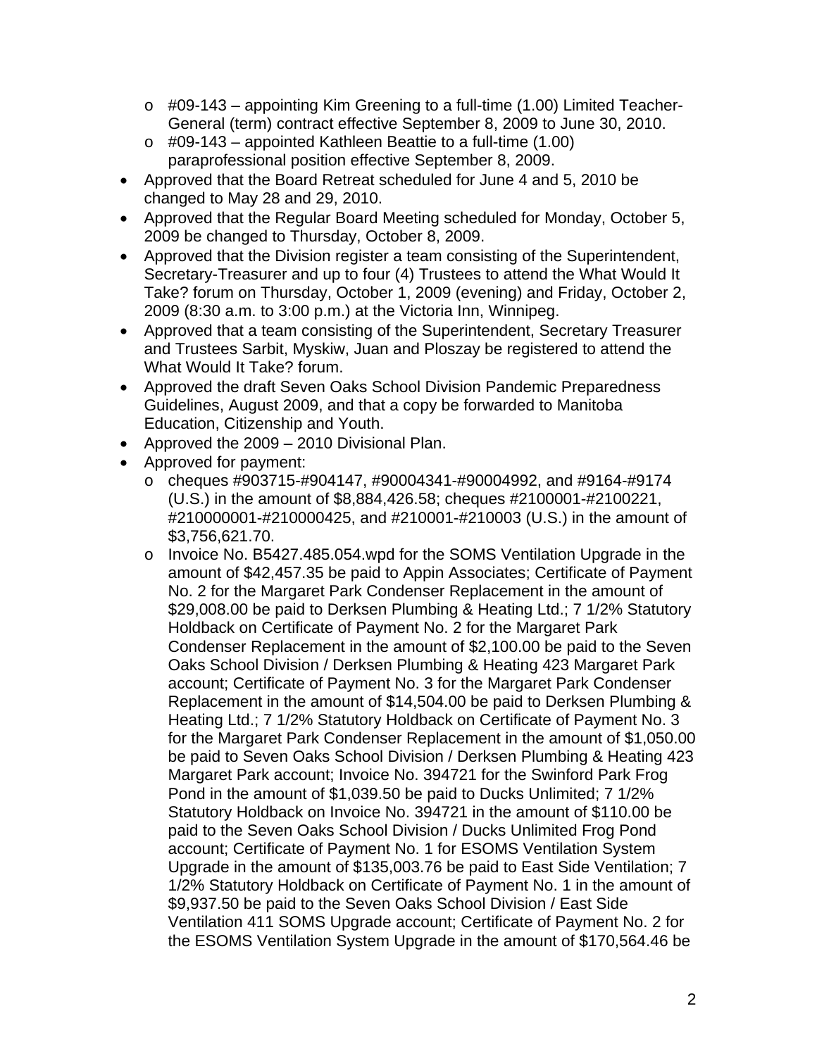- #09-143 – appointing Kim Greening to a full-time (1.00) Limited Teacher-General (term) contract effective September 8, 2009 to June 30, 2010.
  - #09-143 – appointed Kathleen Beattie to a full-time (1.00) paraprofessional position effective September 8, 2009.
- Approved that the Board Retreat scheduled for June 4 and 5, 2010 be changed to May 28 and 29, 2010.
- Approved that the Regular Board Meeting scheduled for Monday, October 5, 2009 be changed to Thursday, October 8, 2009.
- Approved that the Division register a team consisting of the Superintendent, Secretary-Treasurer and up to four (4) Trustees to attend the What Would It Take? forum on Thursday, October 1, 2009 (evening) and Friday, October 2, 2009 (8:30 a.m. to 3:00 p.m.) at the Victoria Inn, Winnipeg.
- Approved that a team consisting of the Superintendent, Secretary Treasurer and Trustees Sarbit, Myskiw, Juan and Ploszay be registered to attend the What Would It Take? forum.
- Approved the draft Seven Oaks School Division Pandemic Preparedness Guidelines, August 2009, and that a copy be forwarded to Manitoba Education, Citizenship and Youth.
- Approved the 2009 – 2010 Divisional Plan.
- Approved for payment:
  - cheques #903715-#904147, #90004341-#90004992, and #9164-#9174 (U.S.) in the amount of $8,884,426.58; cheques #2100001-#2100221, #210000001-#210000425, and #210001-#210003 (U.S.) in the amount of $3,756,621.70.
  - Invoice No. B5427.485.054.wpd for the SOMS Ventilation Upgrade in the amount of $42,457.35 be paid to Appin Associates; Certificate of Payment No. 2 for the Margaret Park Condenser Replacement in the amount of $29,008.00 be paid to Derksen Plumbing & Heating Ltd.; 7 1/2% Statutory Holdback on Certificate of Payment No. 2 for the Margaret Park Condenser Replacement in the amount of $2,100.00 be paid to the Seven Oaks School Division / Derksen Plumbing & Heating 423 Margaret Park account; Certificate of Payment No. 3 for the Margaret Park Condenser Replacement in the amount of $14,504.00 be paid to Derksen Plumbing & Heating Ltd.; 7 1/2% Statutory Holdback on Certificate of Payment No. 3 for the Margaret Park Condenser Replacement in the amount of $1,050.00 be paid to Seven Oaks School Division / Derksen Plumbing & Heating 423 Margaret Park account; Invoice No. 394721 for the Swinford Park Frog Pond in the amount of $1,039.50 be paid to Ducks Unlimited; 7 1/2% Statutory Holdback on Invoice No. 394721 in the amount of $110.00 be paid to the Seven Oaks School Division / Ducks Unlimited Frog Pond account; Certificate of Payment No. 1 for ESOMS Ventilation System Upgrade in the amount of $135,003.76 be paid to East Side Ventilation; 7 1/2% Statutory Holdback on Certificate of Payment No. 1 in the amount of $9,937.50 be paid to the Seven Oaks School Division / East Side Ventilation 411 SOMS Upgrade account; Certificate of Payment No. 2 for the ESOMS Ventilation System Upgrade in the amount of $170,564.46 be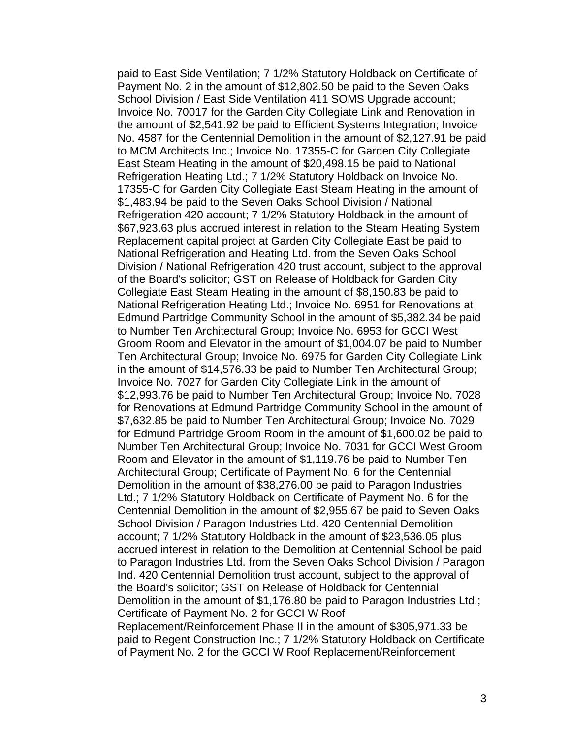paid to East Side Ventilation; 7 1/2% Statutory Holdback on Certificate of Payment No. 2 in the amount of $12,802.50 be paid to the Seven Oaks School Division / East Side Ventilation 411 SOMS Upgrade account; Invoice No. 70017 for the Garden City Collegiate Link and Renovation in the amount of $2,541.92 be paid to Efficient Systems Integration; Invoice No. 4587 for the Centennial Demolition in the amount of $2,127.91 be paid to MCM Architects Inc.; Invoice No. 17355-C for Garden City Collegiate East Steam Heating in the amount of $20,498.15 be paid to National Refrigeration Heating Ltd.; 7 1/2% Statutory Holdback on Invoice No. 17355-C for Garden City Collegiate East Steam Heating in the amount of $1,483.94 be paid to the Seven Oaks School Division / National Refrigeration 420 account; 7 1/2% Statutory Holdback in the amount of $67,923.63 plus accrued interest in relation to the Steam Heating System Replacement capital project at Garden City Collegiate East be paid to National Refrigeration and Heating Ltd. from the Seven Oaks School Division / National Refrigeration 420 trust account, subject to the approval of the Board's solicitor; GST on Release of Holdback for Garden City Collegiate East Steam Heating in the amount of $8,150.83 be paid to National Refrigeration Heating Ltd.; Invoice No. 6951 for Renovations at Edmund Partridge Community School in the amount of $5,382.34 be paid to Number Ten Architectural Group; Invoice No. 6953 for GCCI West Groom Room and Elevator in the amount of $1,004.07 be paid to Number Ten Architectural Group; Invoice No. 6975 for Garden City Collegiate Link in the amount of $14,576.33 be paid to Number Ten Architectural Group; Invoice No. 7027 for Garden City Collegiate Link in the amount of $12,993.76 be paid to Number Ten Architectural Group; Invoice No. 7028 for Renovations at Edmund Partridge Community School in the amount of $7,632.85 be paid to Number Ten Architectural Group; Invoice No. 7029 for Edmund Partridge Groom Room in the amount of $1,600.02 be paid to Number Ten Architectural Group; Invoice No. 7031 for GCCI West Groom Room and Elevator in the amount of $1,119.76 be paid to Number Ten Architectural Group; Certificate of Payment No. 6 for the Centennial Demolition in the amount of $38,276.00 be paid to Paragon Industries Ltd.; 7 1/2% Statutory Holdback on Certificate of Payment No. 6 for the Centennial Demolition in the amount of $2,955.67 be paid to Seven Oaks School Division / Paragon Industries Ltd. 420 Centennial Demolition account; 7 1/2% Statutory Holdback in the amount of $23,536.05 plus accrued interest in relation to the Demolition at Centennial School be paid to Paragon Industries Ltd. from the Seven Oaks School Division / Paragon Ind. 420 Centennial Demolition trust account, subject to the approval of the Board's solicitor; GST on Release of Holdback for Centennial Demolition in the amount of $1,176.80 be paid to Paragon Industries Ltd.; Certificate of Payment No. 2 for GCCI W Roof Replacement/Reinforcement Phase II in the amount of $305,971.33 be paid to Regent Construction Inc.; 7 1/2% Statutory Holdback on Certificate of Payment No. 2 for the GCCI W Roof Replacement/Reinforcement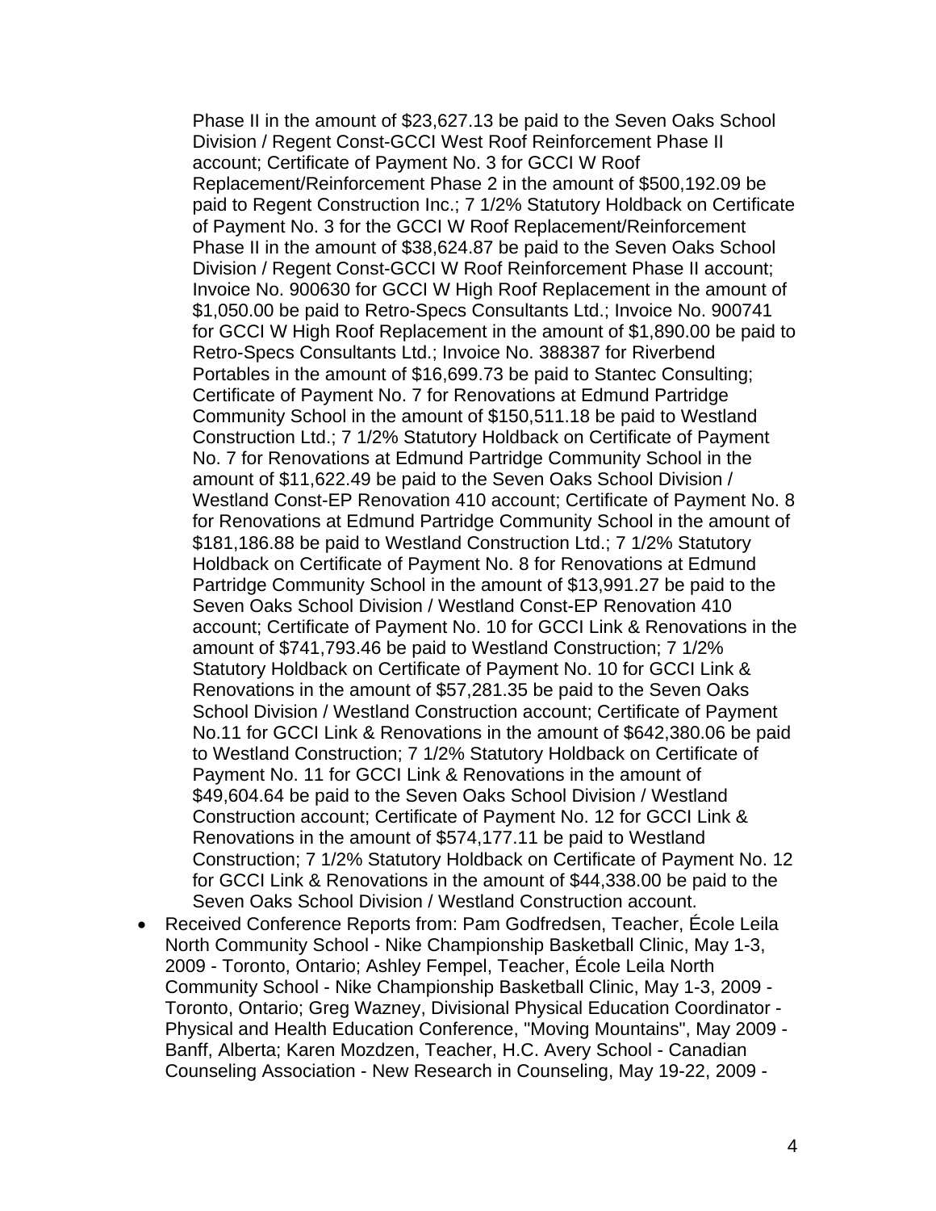Phase II in the amount of $23,627.13 be paid to the Seven Oaks School Division / Regent Const-GCCI West Roof Reinforcement Phase II account; Certificate of Payment No. 3 for GCCI W Roof Replacement/Reinforcement Phase 2 in the amount of $500,192.09 be paid to Regent Construction Inc.; 7 1/2% Statutory Holdback on Certificate of Payment No. 3 for the GCCI W Roof Replacement/Reinforcement Phase II in the amount of $38,624.87 be paid to the Seven Oaks School Division / Regent Const-GCCI W Roof Reinforcement Phase II account; Invoice No. 900630 for GCCI W High Roof Replacement in the amount of $1,050.00 be paid to Retro-Specs Consultants Ltd.; Invoice No. 900741 for GCCI W High Roof Replacement in the amount of $1,890.00 be paid to Retro-Specs Consultants Ltd.; Invoice No. 388387 for Riverbend Portables in the amount of $16,699.73 be paid to Stantec Consulting; Certificate of Payment No. 7 for Renovations at Edmund Partridge Community School in the amount of $150,511.18 be paid to Westland Construction Ltd.; 7 1/2% Statutory Holdback on Certificate of Payment No. 7 for Renovations at Edmund Partridge Community School in the amount of $11,622.49 be paid to the Seven Oaks School Division / Westland Const-EP Renovation 410 account; Certificate of Payment No. 8 for Renovations at Edmund Partridge Community School in the amount of $181,186.88 be paid to Westland Construction Ltd.; 7 1/2% Statutory Holdback on Certificate of Payment No. 8 for Renovations at Edmund Partridge Community School in the amount of $13,991.27 be paid to the Seven Oaks School Division / Westland Const-EP Renovation 410 account; Certificate of Payment No. 10 for GCCI Link & Renovations in the amount of $741,793.46 be paid to Westland Construction; 7 1/2% Statutory Holdback on Certificate of Payment No. 10 for GCCI Link & Renovations in the amount of $57,281.35 be paid to the Seven Oaks School Division / Westland Construction account; Certificate of Payment No.11 for GCCI Link & Renovations in the amount of $642,380.06 be paid to Westland Construction; 7 1/2% Statutory Holdback on Certificate of Payment No. 11 for GCCI Link & Renovations in the amount of $49,604.64 be paid to the Seven Oaks School Division / Westland Construction account; Certificate of Payment No. 12 for GCCI Link & Renovations in the amount of $574,177.11 be paid to Westland Construction; 7 1/2% Statutory Holdback on Certificate of Payment No. 12 for GCCI Link & Renovations in the amount of $44,338.00 be paid to the Seven Oaks School Division / Westland Construction account.

- Received Conference Reports from: Pam Godfredsen, Teacher, École Leila North Community School - Nike Championship Basketball Clinic, May 1-3, 2009 - Toronto, Ontario; Ashley Fempel, Teacher, École Leila North Community School - Nike Championship Basketball Clinic, May 1-3, 2009 - Toronto, Ontario; Greg Wazney, Divisional Physical Education Coordinator - Physical and Health Education Conference, "Moving Mountains", May 2009 - Banff, Alberta; Karen Mozdzen, Teacher, H.C. Avery School - Canadian Counseling Association - New Research in Counseling, May 19-22, 2009 -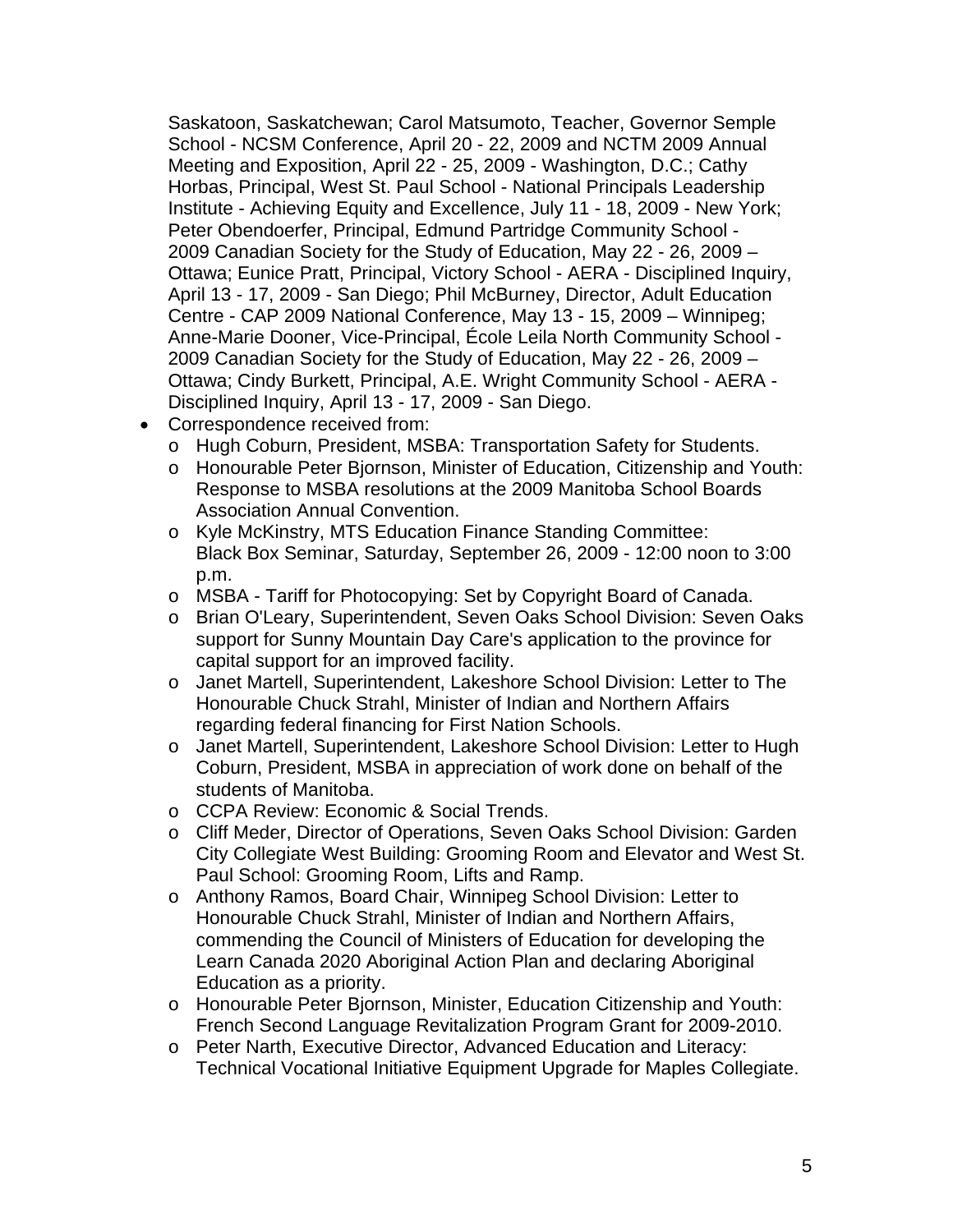Saskatoon, Saskatchewan; Carol Matsumoto, Teacher, Governor Semple School - NCSM Conference, April 20 - 22, 2009 and NCTM 2009 Annual Meeting and Exposition, April 22 - 25, 2009 - Washington, D.C.; Cathy Horbas, Principal, West St. Paul School - National Principals Leadership Institute - Achieving Equity and Excellence, July 11 - 18, 2009 - New York; Peter Obendoerfer, Principal, Edmund Partridge Community School - 2009 Canadian Society for the Study of Education, May 22 - 26, 2009 – Ottawa; Eunice Pratt, Principal, Victory School - AERA - Disciplined Inquiry, April 13 - 17, 2009 - San Diego; Phil McBurney, Director, Adult Education Centre - CAP 2009 National Conference, May 13 - 15, 2009 – Winnipeg; Anne-Marie Dooner, Vice-Principal, École Leila North Community School - 2009 Canadian Society for the Study of Education, May 22 - 26, 2009 – Ottawa; Cindy Burkett, Principal, A.E. Wright Community School - AERA - Disciplined Inquiry, April 13 - 17, 2009 - San Diego.

- Correspondence received from:
  - Hugh Coburn, President, MSBA: Transportation Safety for Students.
  - Honourable Peter Bjornson, Minister of Education, Citizenship and Youth: Response to MSBA resolutions at the 2009 Manitoba School Boards Association Annual Convention.
  - Kyle McKinstry, MTS Education Finance Standing Committee: Black Box Seminar, Saturday, September 26, 2009 - 12:00 noon to 3:00 p.m.
  - MSBA - Tariff for Photocopying: Set by Copyright Board of Canada.
  - Brian O'Leary, Superintendent, Seven Oaks School Division: Seven Oaks support for Sunny Mountain Day Care's application to the province for capital support for an improved facility.
  - Janet Martell, Superintendent, Lakeshore School Division: Letter to The Honourable Chuck Strahl, Minister of Indian and Northern Affairs regarding federal financing for First Nation Schools.
  - Janet Martell, Superintendent, Lakeshore School Division: Letter to Hugh Coburn, President, MSBA in appreciation of work done on behalf of the students of Manitoba.
  - CCPA Review: Economic & Social Trends.
  - Cliff Meder, Director of Operations, Seven Oaks School Division: Garden City Collegiate West Building: Grooming Room and Elevator and West St. Paul School: Grooming Room, Lifts and Ramp.
  - Anthony Ramos, Board Chair, Winnipeg School Division: Letter to Honourable Chuck Strahl, Minister of Indian and Northern Affairs, commending the Council of Ministers of Education for developing the Learn Canada 2020 Aboriginal Action Plan and declaring Aboriginal Education as a priority.
  - Honourable Peter Bjornson, Minister, Education Citizenship and Youth: French Second Language Revitalization Program Grant for 2009-2010.
  - Peter Narth, Executive Director, Advanced Education and Literacy: Technical Vocational Initiative Equipment Upgrade for Maples Collegiate.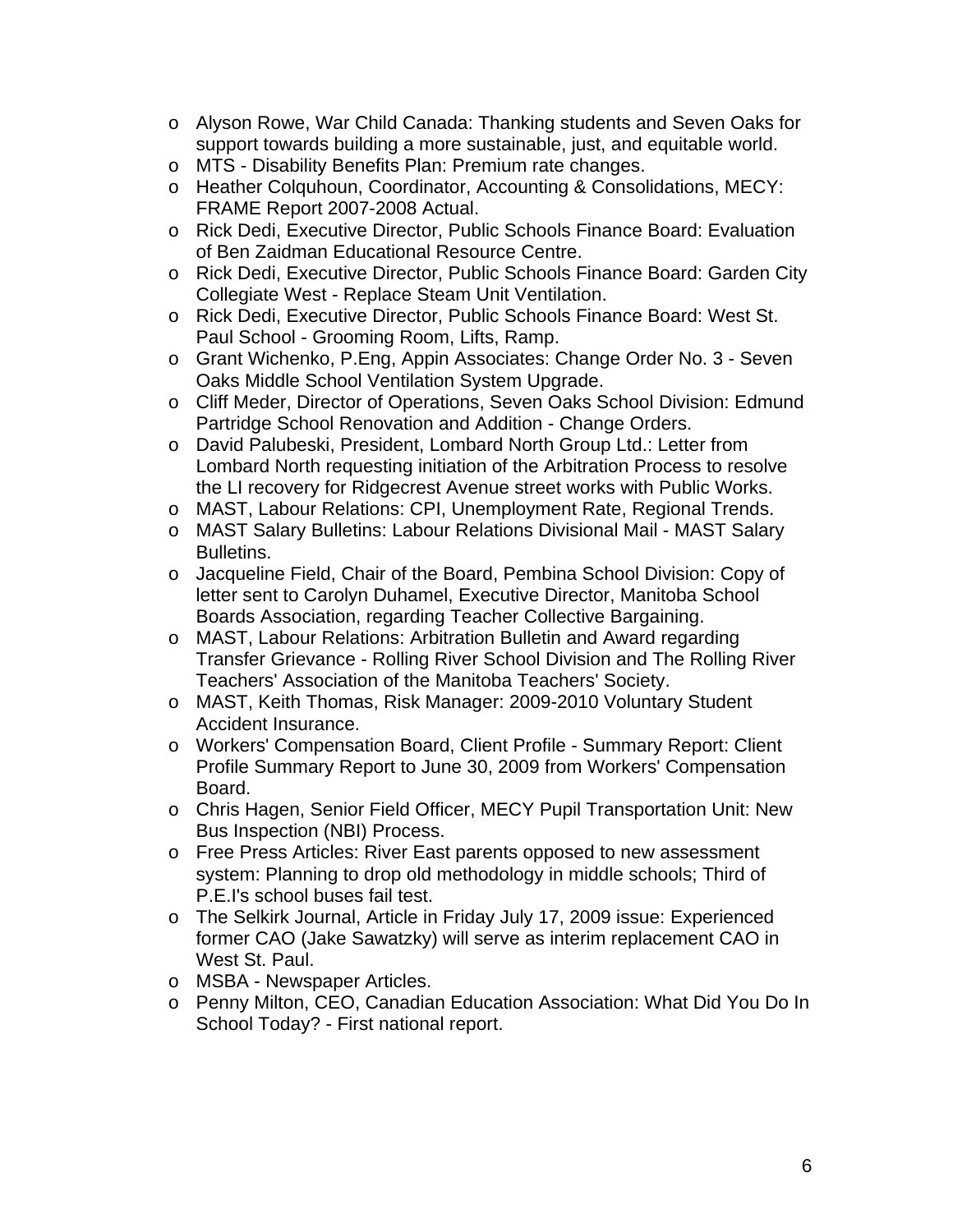- Alyson Rowe, War Child Canada: Thanking students and Seven Oaks for support towards building a more sustainable, just, and equitable world.
- MTS - Disability Benefits Plan: Premium rate changes.
- Heather Colquhoun, Coordinator, Accounting & Consolidations, MECY: FRAME Report 2007-2008 Actual.
- Rick Dedi, Executive Director, Public Schools Finance Board: Evaluation of Ben Zaidman Educational Resource Centre.
- Rick Dedi, Executive Director, Public Schools Finance Board: Garden City Collegiate West - Replace Steam Unit Ventilation.
- Rick Dedi, Executive Director, Public Schools Finance Board: West St. Paul School - Grooming Room, Lifts, Ramp.
- Grant Wichenko, P.Eng, Appin Associates: Change Order No. 3 - Seven Oaks Middle School Ventilation System Upgrade.
- Cliff Meder, Director of Operations, Seven Oaks School Division: Edmund Partridge School Renovation and Addition - Change Orders.
- David Palubeski, President, Lombard North Group Ltd.: Letter from Lombard North requesting initiation of the Arbitration Process to resolve the LI recovery for Ridgecrest Avenue street works with Public Works.
- MAST, Labour Relations: CPI, Unemployment Rate, Regional Trends.
- MAST Salary Bulletins: Labour Relations Divisional Mail - MAST Salary Bulletins.
- Jacqueline Field, Chair of the Board, Pembina School Division: Copy of letter sent to Carolyn Duhamel, Executive Director, Manitoba School Boards Association, regarding Teacher Collective Bargaining.
- MAST, Labour Relations: Arbitration Bulletin and Award regarding Transfer Grievance - Rolling River School Division and The Rolling River Teachers' Association of the Manitoba Teachers' Society.
- MAST, Keith Thomas, Risk Manager: 2009-2010 Voluntary Student Accident Insurance.
- Workers' Compensation Board, Client Profile - Summary Report: Client Profile Summary Report to June 30, 2009 from Workers' Compensation Board.
- Chris Hagen, Senior Field Officer, MECY Pupil Transportation Unit: New Bus Inspection (NBI) Process.
- Free Press Articles: River East parents opposed to new assessment system: Planning to drop old methodology in middle schools; Third of P.E.I's school buses fail test.
- The Selkirk Journal, Article in Friday July 17, 2009 issue: Experienced former CAO (Jake Sawatzky) will serve as interim replacement CAO in West St. Paul.
- MSBA - Newspaper Articles.
- Penny Milton, CEO, Canadian Education Association: What Did You Do In School Today? - First national report.